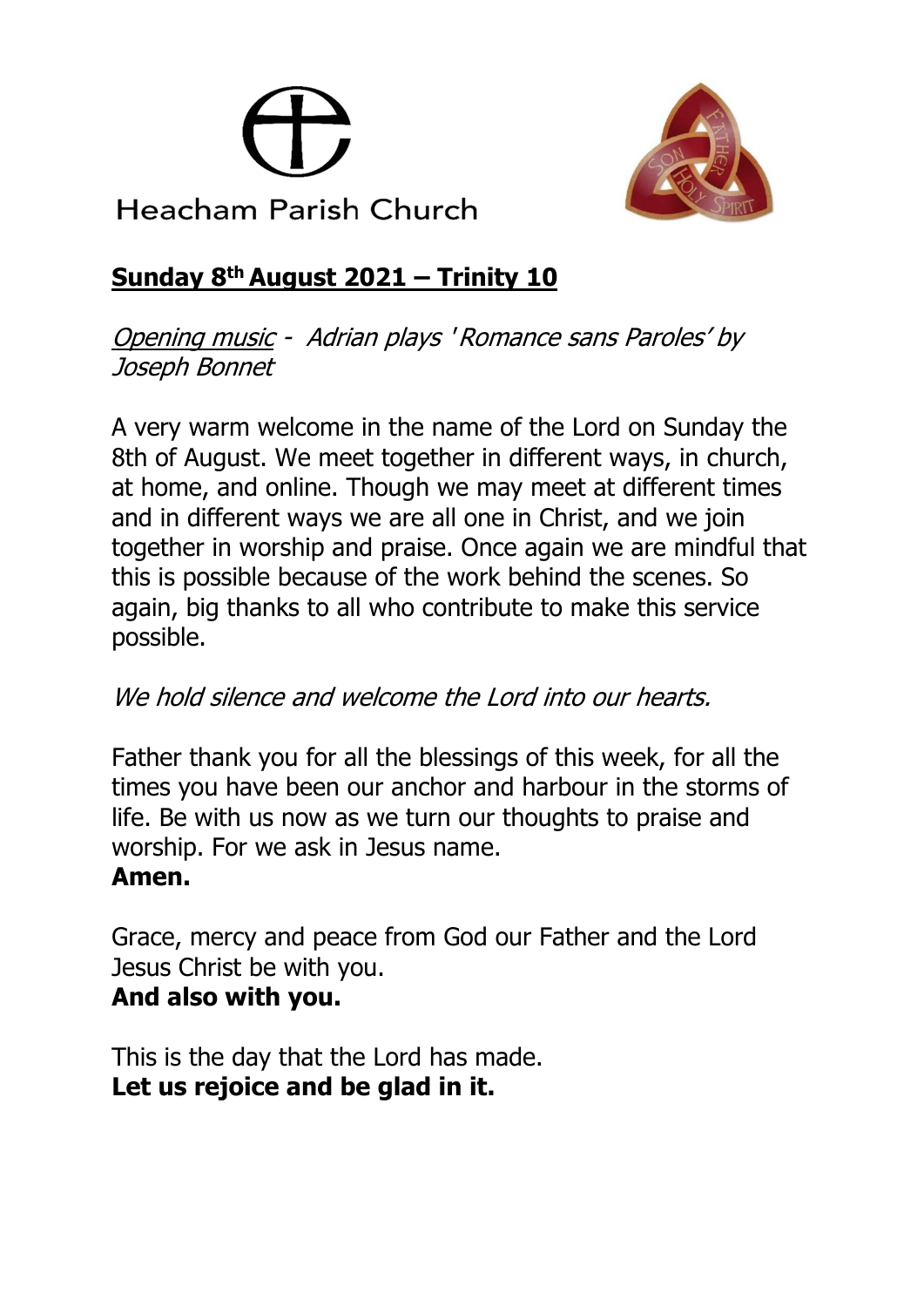Heacham Parish Church

**Sunday 8th August 2021 – Trinity 10**

*Opening music - Adrian plays ' Romance sans Paroles' by Joseph Bonnet*

A very warm welcome in the name of the Lord on Sunday the 8th of August. We meet together in different ways, in church, at home, and online. Though we may meet at different times and in different ways we are all one in Christ, and we join together in worship and praise. Once again we are mindful that this is possible because of the work behind the scenes. So again, big thanks to all who contribute to make this service possible.

*We hold silence and welcome the Lord into our hearts.*

Father thank you for all the blessings of this week, for all the times you have been our anchor and harbour in the storms of life. Be with us now as we turn our thoughts to praise and worship. For we ask in Jesus name.
**Amen.**

Grace, mercy and peace from God our Father and the Lord Jesus Christ be with you.
**And also with you.**

This is the day that the Lord has made.
**Let us rejoice and be glad in it.**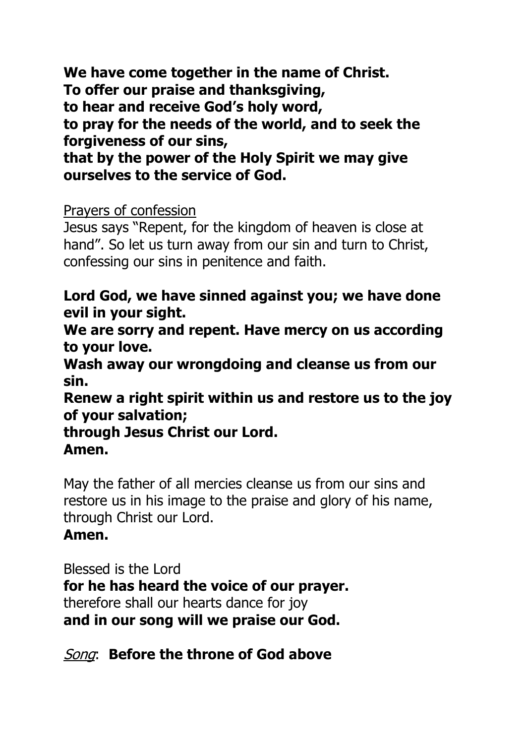**We have come together in the name of Christ.**
**To offer our praise and thanksgiving,**
**to hear and receive God's holy word,**
**to pray for the needs of the world, and to seek the forgiveness of our sins,**
**that by the power of the Holy Spirit we may give ourselves to the service of God.**

Prayers of confession

Jesus says "Repent, for the kingdom of heaven is close at hand". So let us turn away from our sin and turn to Christ, confessing our sins in penitence and faith.

**Lord God, we have sinned against you; we have done evil in your sight.**
**We are sorry and repent. Have mercy on us according to your love.**
**Wash away our wrongdoing and cleanse us from our sin.**
**Renew a right spirit within us and restore us to the joy of your salvation;**
**through Jesus Christ our Lord.**
**Amen.**

May the father of all mercies cleanse us from our sins and restore us in his image to the praise and glory of his name, through Christ our Lord.
**Amen.**

Blessed is the Lord
**for he has heard the voice of our prayer.**
therefore shall our hearts dance for joy
**and in our song will we praise our God.**

*Song*: **Before the throne of God above**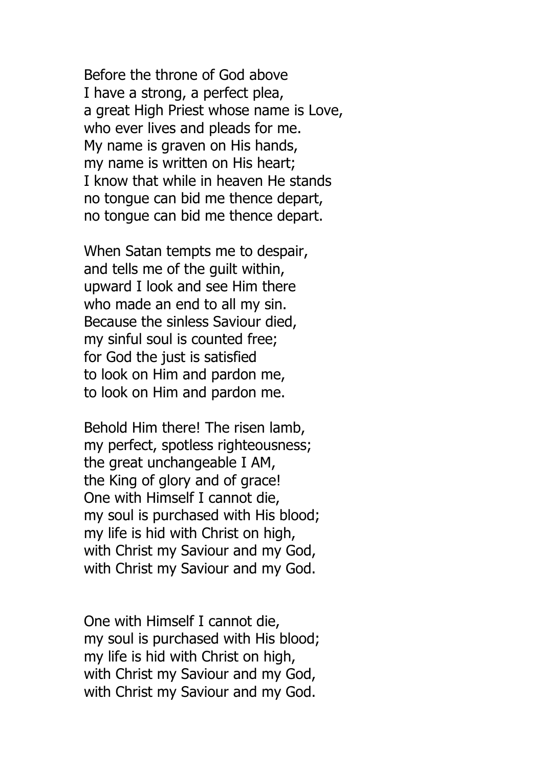Before the throne of God above
I have a strong, a perfect plea,
a great High Priest whose name is Love,
who ever lives and pleads for me.
My name is graven on His hands,
my name is written on His heart;
I know that while in heaven He stands
no tongue can bid me thence depart,
no tongue can bid me thence depart.

When Satan tempts me to despair,
and tells me of the guilt within,
upward I look and see Him there
who made an end to all my sin.
Because the sinless Saviour died,
my sinful soul is counted free;
for God the just is satisfied
to look on Him and pardon me,
to look on Him and pardon me.

Behold Him there! The risen lamb,
my perfect, spotless righteousness;
the great unchangeable I AM,
the King of glory and of grace!
One with Himself I cannot die,
my soul is purchased with His blood;
my life is hid with Christ on high,
with Christ my Saviour and my God,
with Christ my Saviour and my God.

One with Himself I cannot die,
my soul is purchased with His blood;
my life is hid with Christ on high,
with Christ my Saviour and my God,
with Christ my Saviour and my God.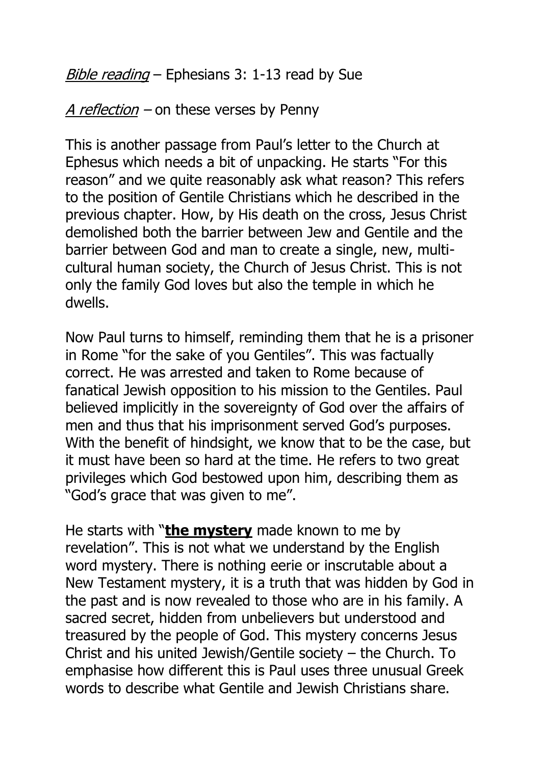*Bible reading* – Ephesians 3: 1-13 read by Sue

*A reflection* – on these verses by Penny

This is another passage from Paul's letter to the Church at Ephesus which needs a bit of unpacking. He starts "For this reason" and we quite reasonably ask what reason? This refers to the position of Gentile Christians which he described in the previous chapter. How, by His death on the cross, Jesus Christ demolished both the barrier between Jew and Gentile and the barrier between God and man to create a single, new, multi-cultural human society, the Church of Jesus Christ. This is not only the family God loves but also the temple in which he dwells.

Now Paul turns to himself, reminding them that he is a prisoner in Rome "for the sake of you Gentiles". This was factually correct. He was arrested and taken to Rome because of fanatical Jewish opposition to his mission to the Gentiles. Paul believed implicitly in the sovereignty of God over the affairs of men and thus that his imprisonment served God's purposes. With the benefit of hindsight, we know that to be the case, but it must have been so hard at the time. He refers to two great privileges which God bestowed upon him, describing them as "God's grace that was given to me".

He starts with "**the mystery** made known to me by revelation". This is not what we understand by the English word mystery. There is nothing eerie or inscrutable about a New Testament mystery, it is a truth that was hidden by God in the past and is now revealed to those who are in his family. A sacred secret, hidden from unbelievers but understood and treasured by the people of God. This mystery concerns Jesus Christ and his united Jewish/Gentile society – the Church. To emphasise how different this is Paul uses three unusual Greek words to describe what Gentile and Jewish Christians share.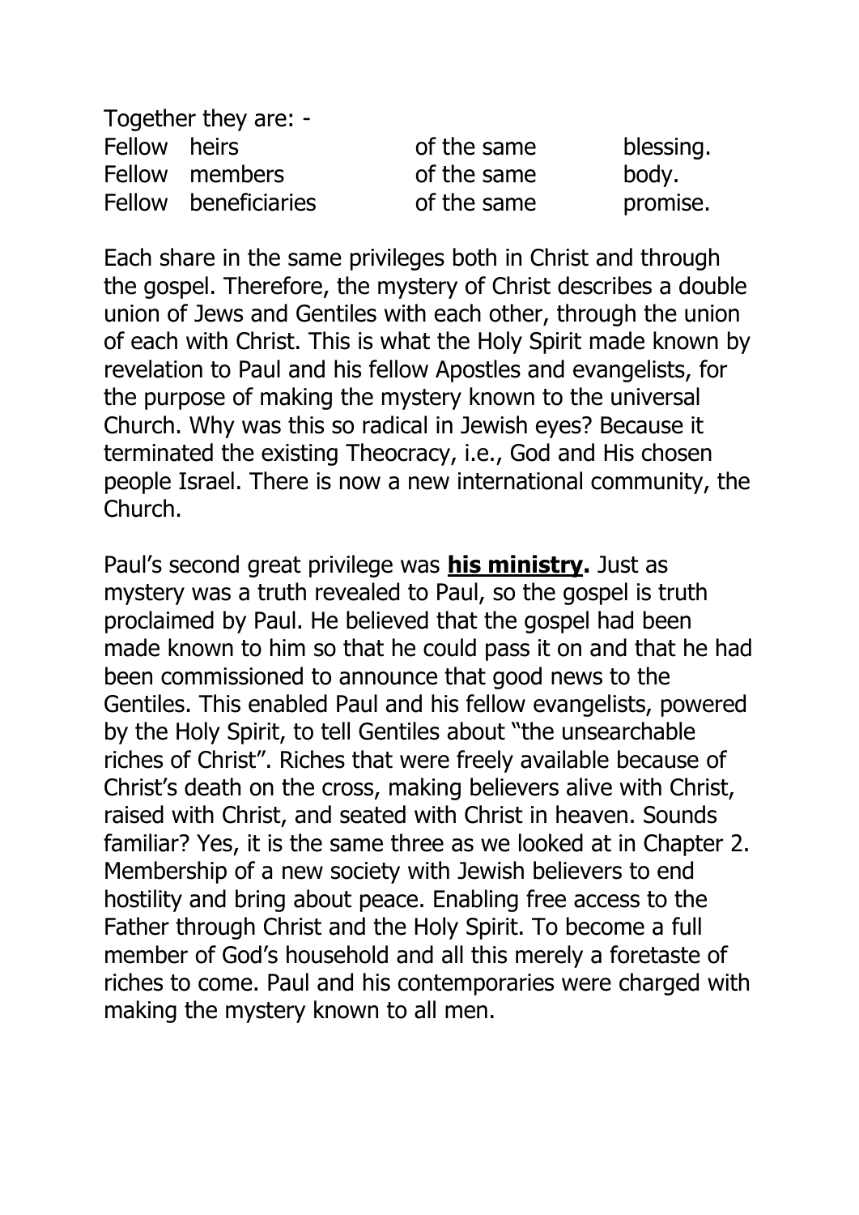Together they are: -

| | | | |
|---|---|---|---|
| Fellow | heirs | of the same | blessing. |
| Fellow | members | of the same | body. |
| Fellow | beneficiaries | of the same | promise. |

Each share in the same privileges both in Christ and through the gospel. Therefore, the mystery of Christ describes a double union of Jews and Gentiles with each other, through the union of each with Christ. This is what the Holy Spirit made known by revelation to Paul and his fellow Apostles and evangelists, for the purpose of making the mystery known to the universal Church. Why was this so radical in Jewish eyes? Because it terminated the existing Theocracy, i.e., God and His chosen people Israel. There is now a new international community, the Church.

Paul's second great privilege was **<u>his ministry</u>.** Just as mystery was a truth revealed to Paul, so the gospel is truth proclaimed by Paul. He believed that the gospel had been made known to him so that he could pass it on and that he had been commissioned to announce that good news to the Gentiles. This enabled Paul and his fellow evangelists, powered by the Holy Spirit, to tell Gentiles about "the unsearchable riches of Christ". Riches that were freely available because of Christ's death on the cross, making believers alive with Christ, raised with Christ, and seated with Christ in heaven. Sounds familiar? Yes, it is the same three as we looked at in Chapter 2. Membership of a new society with Jewish believers to end hostility and bring about peace. Enabling free access to the Father through Christ and the Holy Spirit. To become a full member of God's household and all this merely a foretaste of riches to come. Paul and his contemporaries were charged with making the mystery known to all men.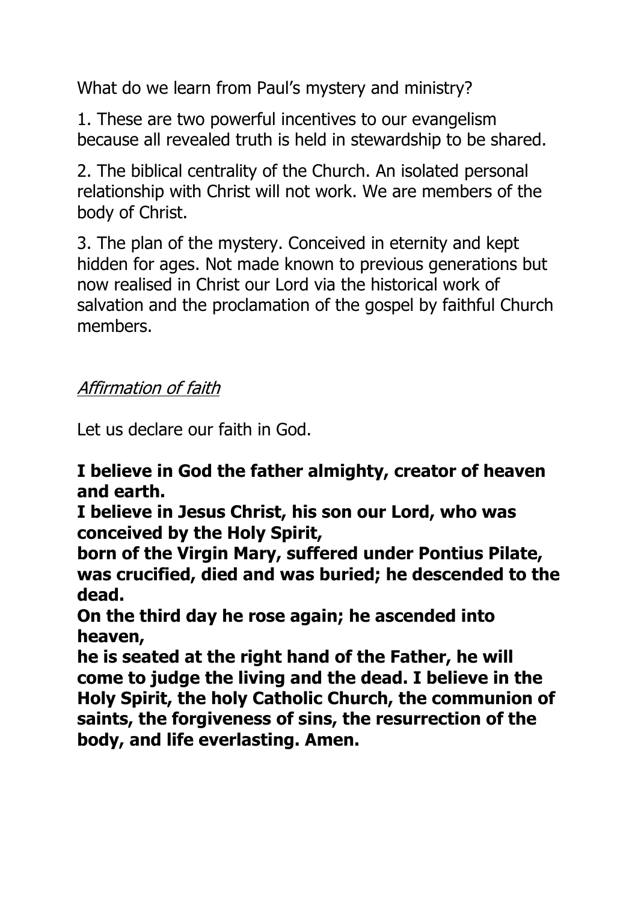What do we learn from Paul's mystery and ministry?

1. These are two powerful incentives to our evangelism because all revealed truth is held in stewardship to be shared.

2. The biblical centrality of the Church. An isolated personal relationship with Christ will not work. We are members of the body of Christ.

3. The plan of the mystery. Conceived in eternity and kept hidden for ages. Not made known to previous generations but now realised in Christ our Lord via the historical work of salvation and the proclamation of the gospel by faithful Church members.

*Affirmation of faith*

Let us declare our faith in God.

**I believe in God the father almighty, creator of heaven and earth.**
**I believe in Jesus Christ, his son our Lord, who was conceived by the Holy Spirit,**
**born of the Virgin Mary, suffered under Pontius Pilate, was crucified, died and was buried; he descended to the dead.**
**On the third day he rose again; he ascended into heaven,**
**he is seated at the right hand of the Father, he will come to judge the living and the dead. I believe in the Holy Spirit, the holy Catholic Church, the communion of saints, the forgiveness of sins, the resurrection of the body, and life everlasting. Amen.**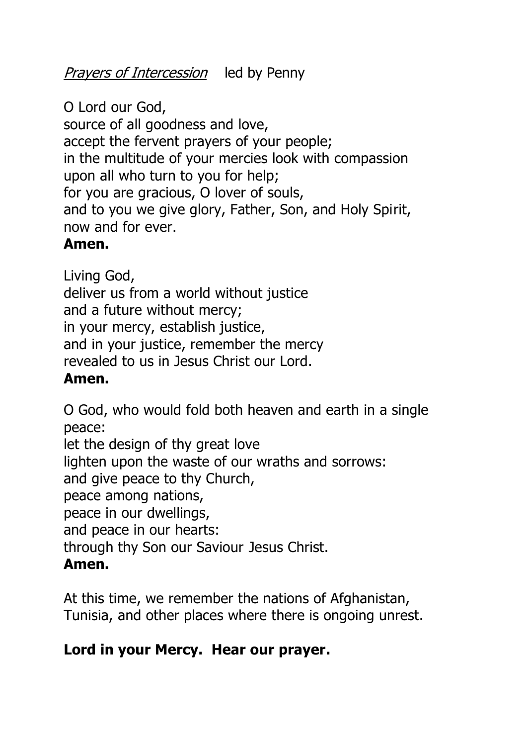*<u>Prayers of Intercession</u>* led by Penny

O Lord our God,
source of all goodness and love,
accept the fervent prayers of your people;
in the multitude of your mercies look with compassion
upon all who turn to you for help;
for you are gracious, O lover of souls,
and to you we give glory, Father, Son, and Holy Spirit,
now and for ever.
**Amen.**

Living God,
deliver us from a world without justice
and a future without mercy;
in your mercy, establish justice,
and in your justice, remember the mercy
revealed to us in Jesus Christ our Lord.
**Amen.**

O God, who would fold both heaven and earth in a single peace:
let the design of thy great love
lighten upon the waste of our wraths and sorrows:
and give peace to thy Church,
peace among nations,
peace in our dwellings,
and peace in our hearts:
through thy Son our Saviour Jesus Christ.
**Amen.**

At this time, we remember the nations of Afghanistan, Tunisia, and other places where there is ongoing unrest.

**Lord in your Mercy. Hear our prayer.**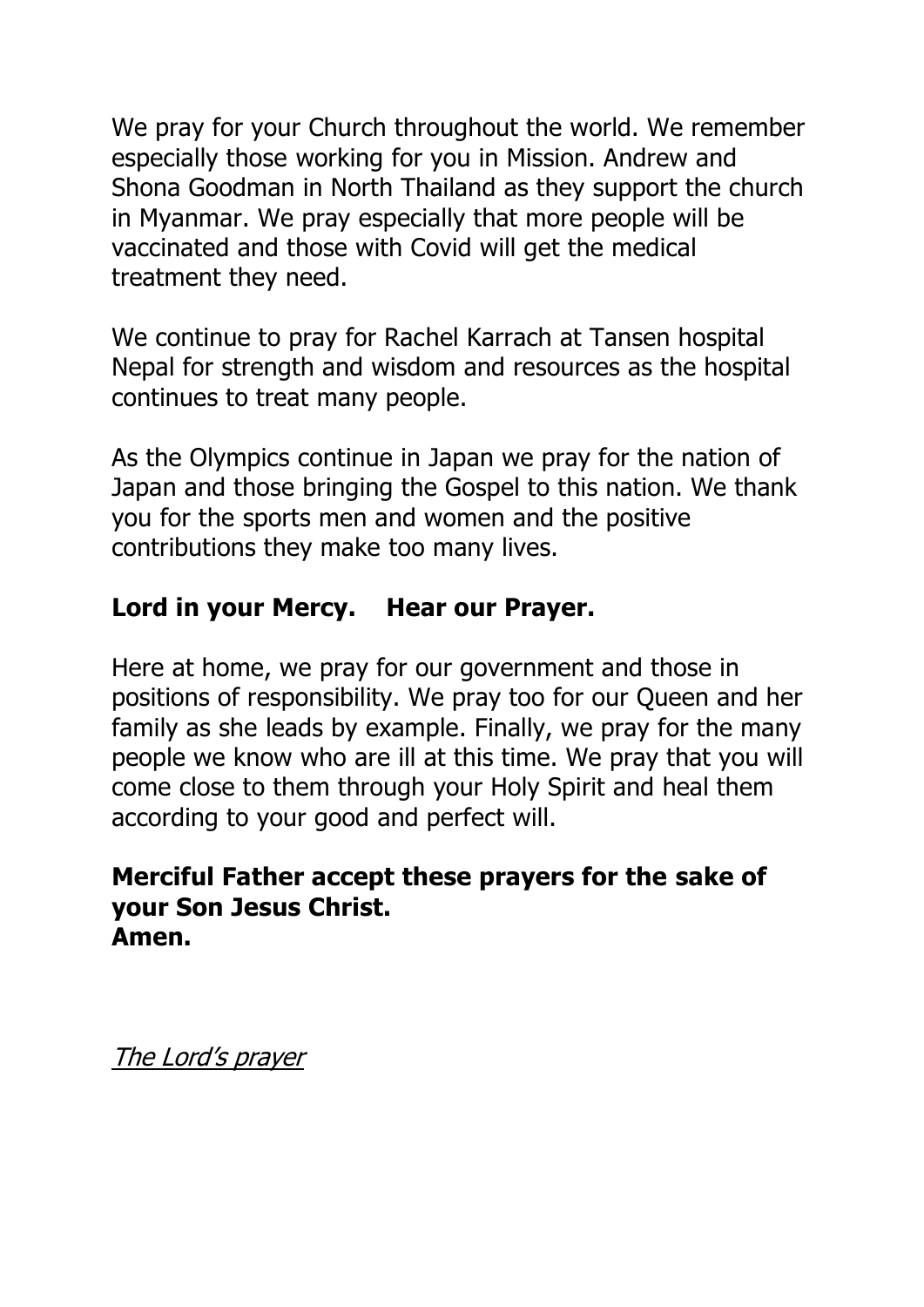We pray for your Church throughout the world. We remember especially those working for you in Mission. Andrew and Shona Goodman in North Thailand as they support the church in Myanmar. We pray especially that more people will be vaccinated and those with Covid will get the medical treatment they need.

We continue to pray for Rachel Karrach at Tansen hospital Nepal for strength and wisdom and resources as the hospital continues to treat many people.

As the Olympics continue in Japan we pray for the nation of Japan and those bringing the Gospel to this nation. We thank you for the sports men and women and the positive contributions they make too many lives.

**Lord in your Mercy. Hear our Prayer.**

Here at home, we pray for our government and those in positions of responsibility. We pray too for our Queen and her family as she leads by example. Finally, we pray for the many people we know who are ill at this time. We pray that you will come close to them through your Holy Spirit and heal them according to your good and perfect will.

**Merciful Father accept these prayers for the sake of your Son Jesus Christ.**
**Amen.**

*The Lord's prayer*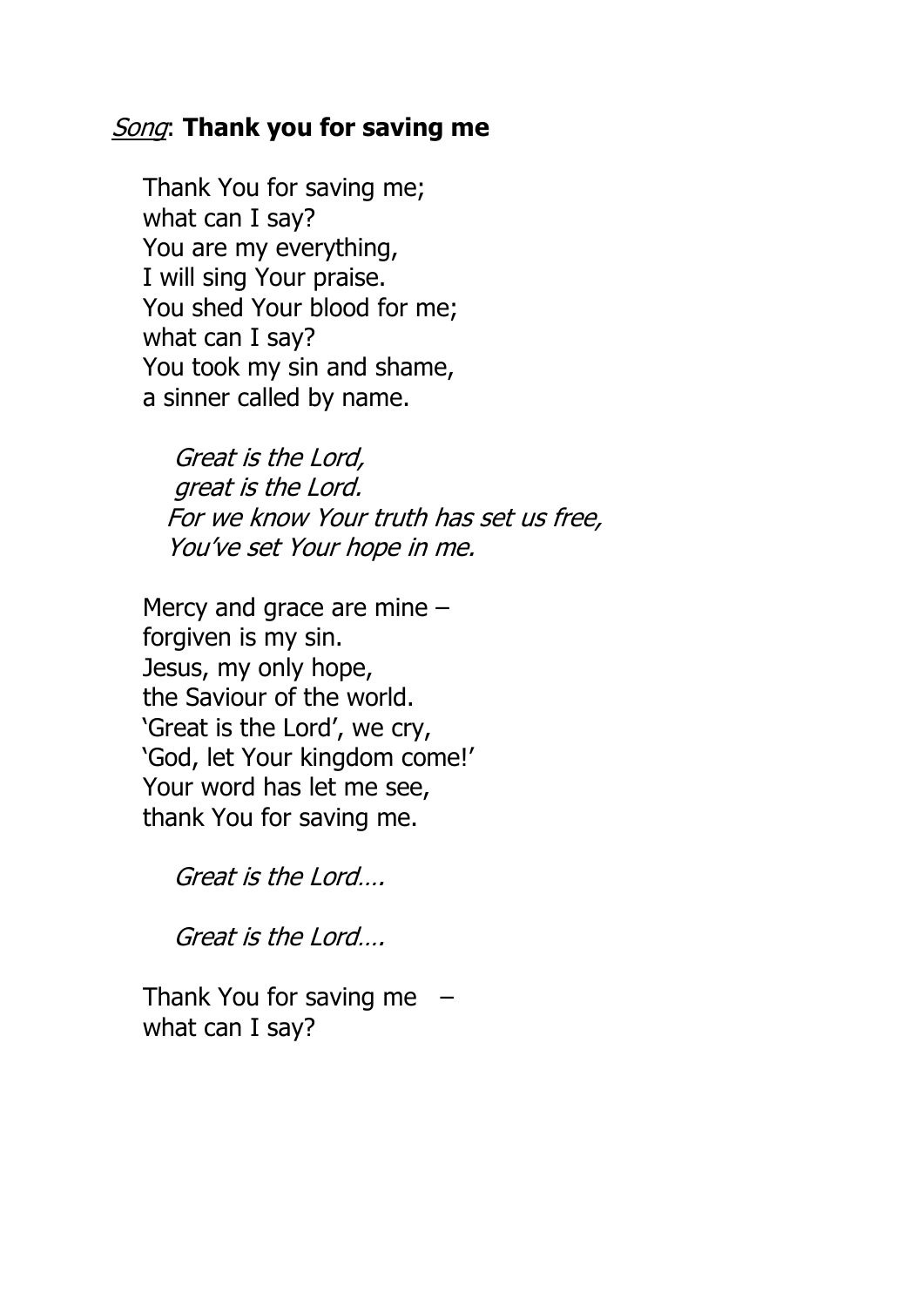*Song*: **Thank you for saving me**

Thank You for saving me;
what can I say?
You are my everything,
I will sing Your praise.
You shed Your blood for me;
what can I say?
You took my sin and shame,
a sinner called by name.

*Great is the Lord,*
*great is the Lord.*
*For we know Your truth has set us free,*
*You've set Your hope in me.*

Mercy and grace are mine –
forgiven is my sin.
Jesus, my only hope,
the Saviour of the world.
'Great is the Lord', we cry,
'God, let Your kingdom come!'
Your word has let me see,
thank You for saving me.

*Great is the Lord….*

*Great is the Lord….*

Thank You for saving me –
what can I say?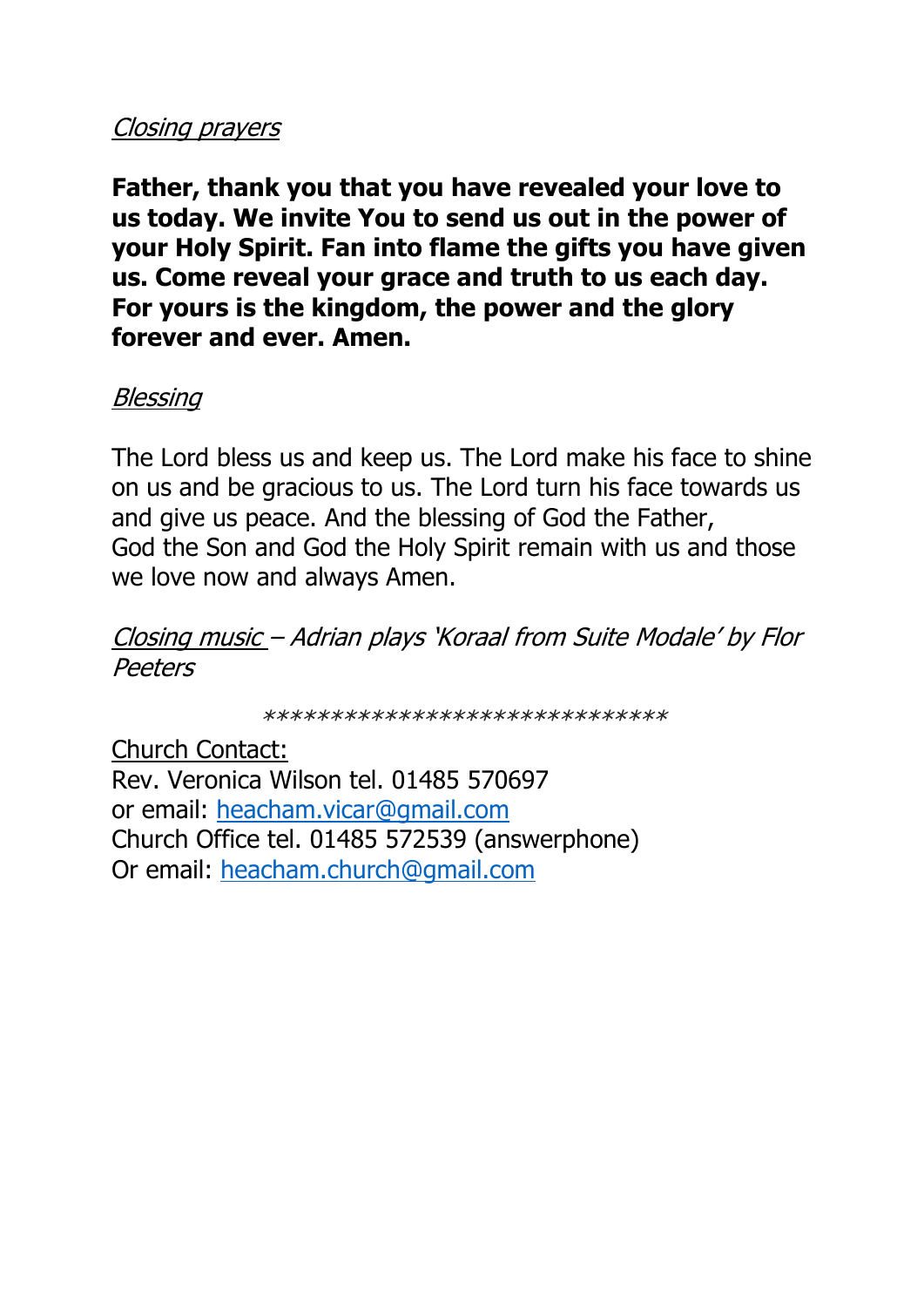*<u>Closing prayers</u>*

**Father, thank you that you have revealed your love to us today. We invite You to send us out in the power of your Holy Spirit. Fan into flame the gifts you have given us. Come reveal your grace and truth to us each day. For yours is the kingdom, the power and the glory forever and ever. Amen.**

*<u>Blessing</u>*

The Lord bless us and keep us. The Lord make his face to shine on us and be gracious to us. The Lord turn his face towards us and give us peace. And the blessing of God the Father, God the Son and God the Holy Spirit remain with us and those we love now and always Amen.

*<u>Closing music</u> – Adrian plays 'Koraal from Suite Modale' by Flor Peeters*

******************************

<u>Church Contact:</u>
Rev. Veronica Wilson tel. 01485 570697
or email: heacham.vicar@gmail.com
Church Office tel. 01485 572539 (answerphone)
Or email: heacham.church@gmail.com